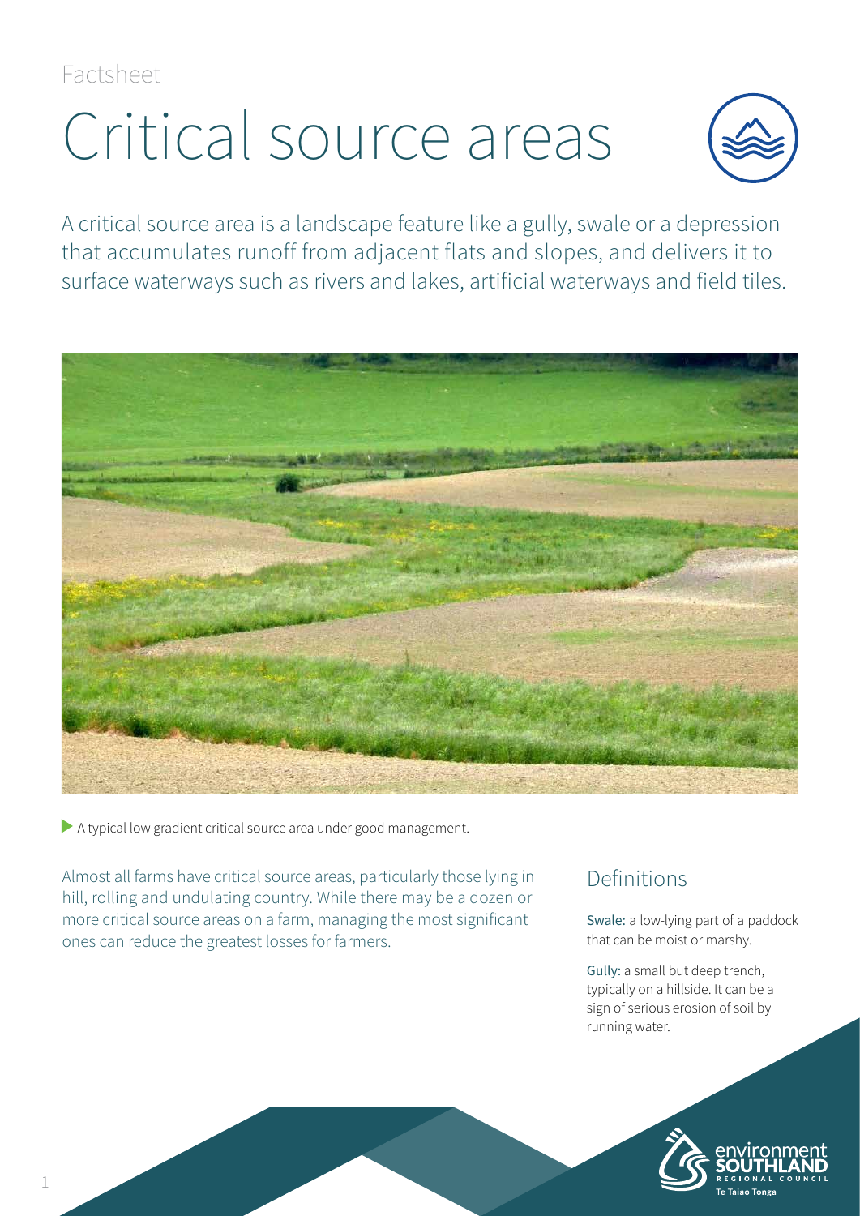Factsheet

# Critical source areas

A critical source area is a landscape feature like a gully, swale or a depression that accumulates runoff from adjacent flats and slopes, and delivers it to surface waterways such as rivers and lakes, artificial waterways and field tiles.

A typical low gradient critical source area under good management.

Almost all farms have critical source areas, particularly those lying in hill, rolling and undulating country. While there may be a dozen or more critical source areas on a farm, managing the most significant ones can reduce the greatest losses for farmers.

## Definitions

Swale: a low-lying part of a paddock that can be moist or marshy.

Gully: a small but deep trench, typically on a hillside. It can be a sign of serious erosion of soil by running water.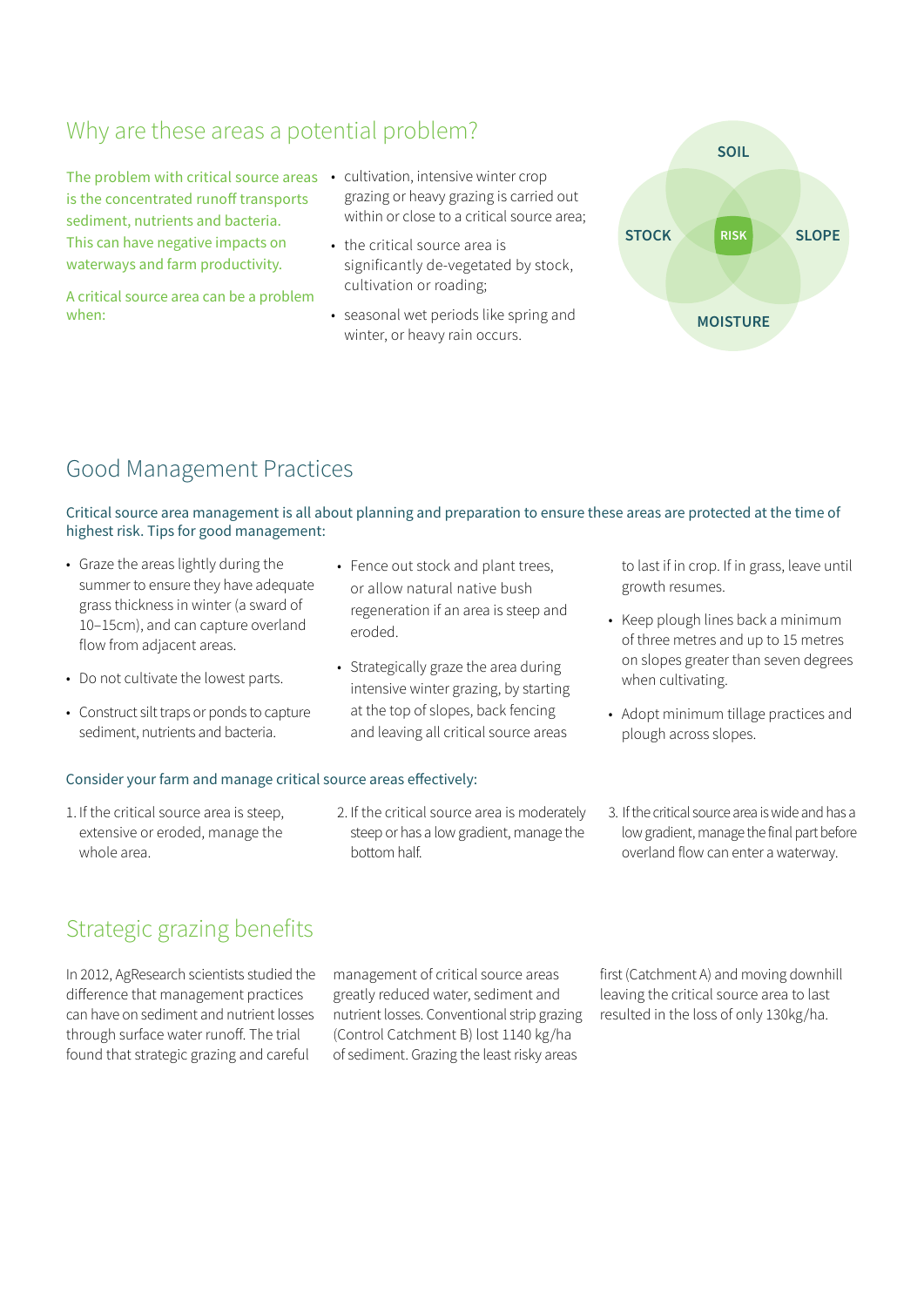## Why are these areas a potential problem?

The problem with critical source areas is the concentrated runoff transports sediment, nutrients and bacteria. This can have negative impacts on waterways and farm productivity.

A critical source area can be a problem when:

- cultivation, intensive winter crop grazing or heavy grazing is carried out within or close to a critical source area;
- the critical source area is significantly de-vegetated by stock, cultivation or roading;
- seasonal wet periods like spring and winter, or heavy rain occurs.

SOIL

STOCK RISK SLOPE

MOISTURE

## Good Management Practices

Critical source area management is all about planning and preparation to ensure these areas are protected at the time of highest risk. Tips for good management:

- Graze the areas lightly during the summer to ensure they have adequate grass thickness in winter (a sward of 10–15cm), and can capture overland flow from adjacent areas.
- Do not cultivate the lowest parts.
- Construct silt traps or ponds to capture sediment, nutrients and bacteria.
- Fence out stock and plant trees, or allow natural native bush regeneration if an area is steep and eroded.
- Strategically graze the area during intensive winter grazing, by starting at the top of slopes, back fencing and leaving all critical source areas to last if in crop. If in grass, leave until growth resumes.
- Keep plough lines back a minimum of three metres and up to 15 metres on slopes greater than seven degrees when cultivating.
- Adopt minimum tillage practices and plough across slopes.

Consider your farm and manage critical source areas effectively:

1. If the critical source area is steep, extensive or eroded, manage the whole area.
2. If the critical source area is moderately steep or has a low gradient, manage the bottom half.
3. If the critical source area is wide and has a low gradient, manage the final part before overland flow can enter a waterway.

## Strategic grazing benefits

In 2012, AgResearch scientists studied the difference that management practices can have on sediment and nutrient losses through surface water runoff. The trial found that strategic grazing and careful management of critical source areas greatly reduced water, sediment and nutrient losses. Conventional strip grazing (Control Catchment B) lost 1140 kg/ha of sediment. Grazing the least risky areas first (Catchment A) and moving downhill leaving the critical source area to last resulted in the loss of only 130kg/ha.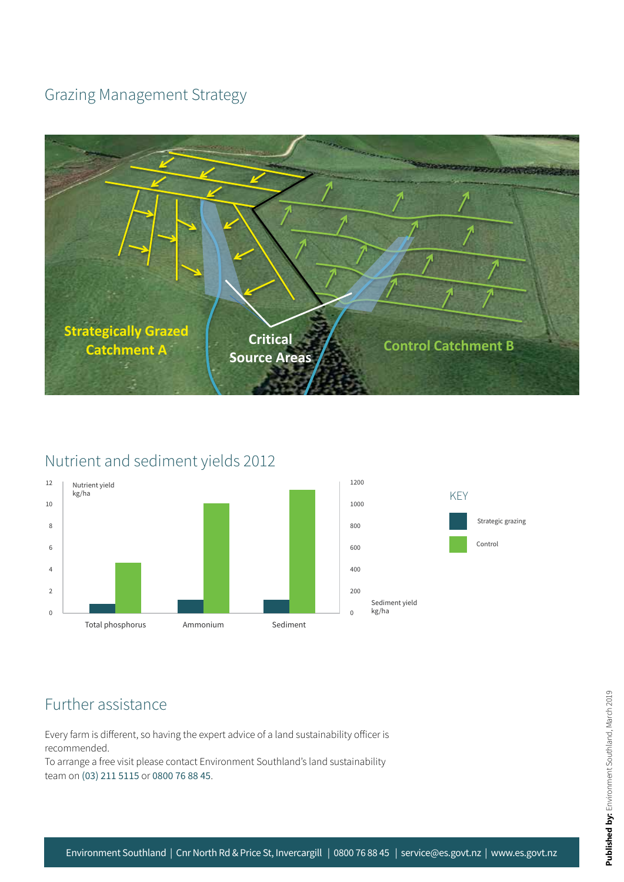## Grazing Management Strategy

Strategically Grazed Catchment A

Critical Source Areas

Control Catchment B

## Nutrient and sediment yields 2012

Nutrient yield kg/ha

12
10
8
6
4
2
0

Total phosphorus

Ammonium

Sediment

1200
1000
800
600
400
200
0

Sediment yield kg/ha

KEY

Strategic grazing

Control

## Further assistance

Every farm is different, so having the expert advice of a land sustainability officer is recommended.
To arrange a free visit please contact Environment Southland's land sustainability team on (03) 211 5115 or 0800 76 88 45.

Environment Southland | Cnr North Rd & Price St, Invercargill | 0800 76 88 45 | service@es.govt.nz | www.es.govt.nz

**Published by:** Environment Southland, March 2019